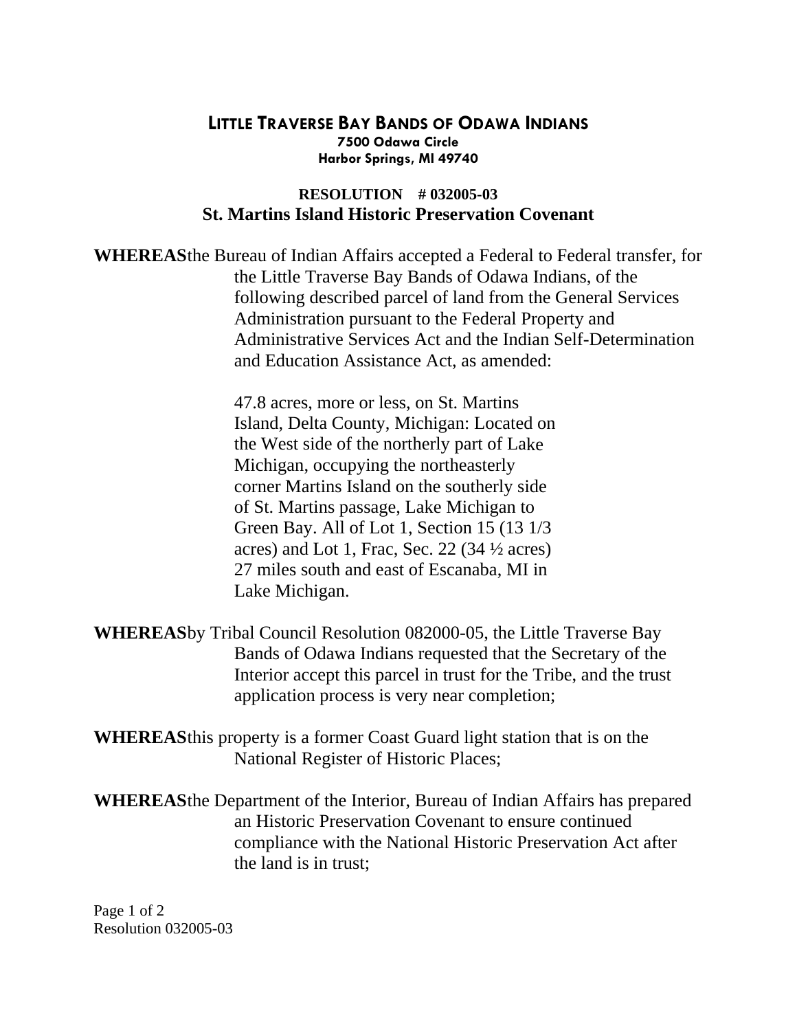# LITTLE TRAVERSE BAY BANDS OF ODAWA INDIANS

**7500 Odawa Circle**
**Harbor Springs, MI 49740**

## RESOLUTION # 032005-03
## St. Martins Island Historic Preservation Covenant

**WHEREAS** the Bureau of Indian Affairs accepted a Federal to Federal transfer, for the Little Traverse Bay Bands of Odawa Indians, of the following described parcel of land from the General Services Administration pursuant to the Federal Property and Administrative Services Act and the Indian Self-Determination and Education Assistance Act, as amended:

47.8 acres, more or less, on St. Martins Island, Delta County, Michigan: Located on the West side of the northerly part of Lake Michigan, occupying the northeasterly corner Martins Island on the southerly side of St. Martins passage, Lake Michigan to Green Bay. All of Lot 1, Section 15 (13 1/3 acres) and Lot 1, Frac, Sec. 22 (34 ½ acres) 27 miles south and east of Escanaba, MI in Lake Michigan.

**WHEREAS** by Tribal Council Resolution 082000-05, the Little Traverse Bay Bands of Odawa Indians requested that the Secretary of the Interior accept this parcel in trust for the Tribe, and the trust application process is very near completion;

**WHEREAS** this property is a former Coast Guard light station that is on the National Register of Historic Places;

**WHEREAS** the Department of the Interior, Bureau of Indian Affairs has prepared an Historic Preservation Covenant to ensure continued compliance with the National Historic Preservation Act after the land is in trust;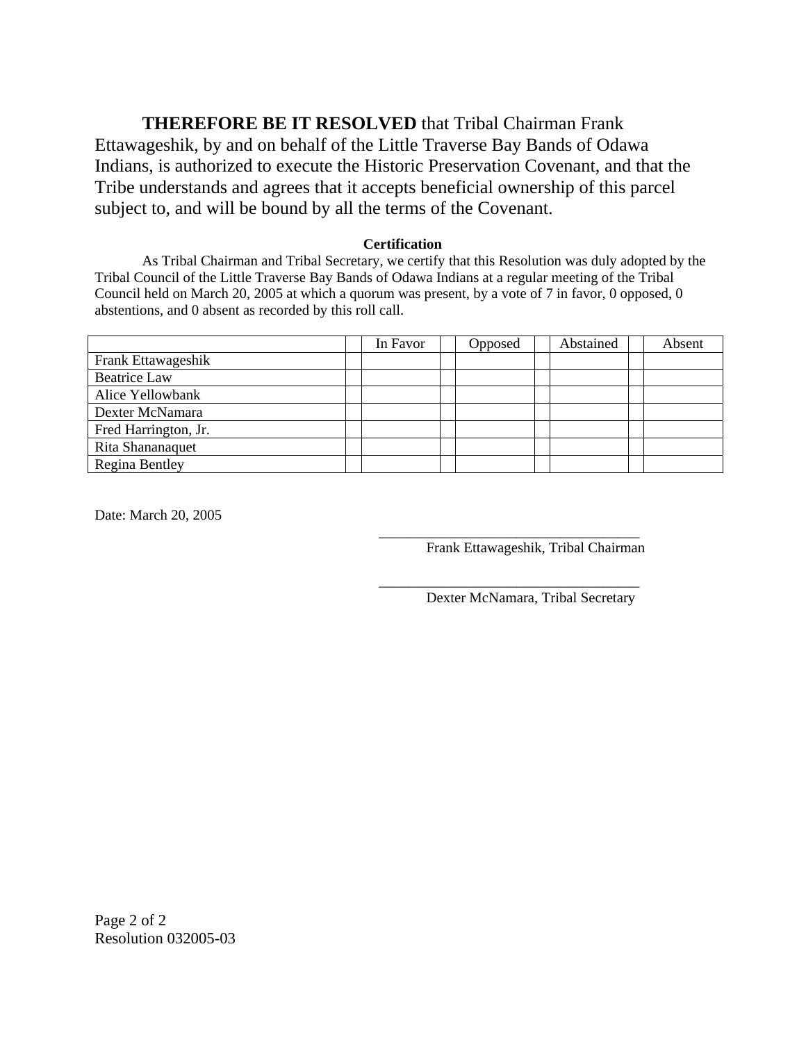**THEREFORE BE IT RESOLVED** that Tribal Chairman Frank Ettawageshik, by and on behalf of the Little Traverse Bay Bands of Odawa Indians, is authorized to execute the Historic Preservation Covenant, and that the Tribe understands and agrees that it accepts beneficial ownership of this parcel subject to, and will be bound by all the terms of the Covenant.

**Certification**

As Tribal Chairman and Tribal Secretary, we certify that this Resolution was duly adopted by the Tribal Council of the Little Traverse Bay Bands of Odawa Indians at a regular meeting of the Tribal Council held on March 20, 2005 at which a quorum was present, by a vote of 7 in favor, 0 opposed, 0 abstentions, and 0 absent as recorded by this roll call.

| | | In Favor | | Opposed | | Abstained | | Absent |
|---|---|---|---|---|---|---|---|---|
| Frank Ettawageshik | | | | | | | | |
| Beatrice Law | | | | | | | | |
| Alice Yellowbank | | | | | | | | |
| Dexter McNamara | | | | | | | | |
| Fred Harrington, Jr. | | | | | | | | |
| Rita Shananaquet | | | | | | | | |
| Regina Bentley | | | | | | | | |

Date: March 20, 2005

_____________________________________
Frank Ettawageshik, Tribal Chairman

_____________________________________
Dexter McNamara, Tribal Secretary

Resolution 032005-03